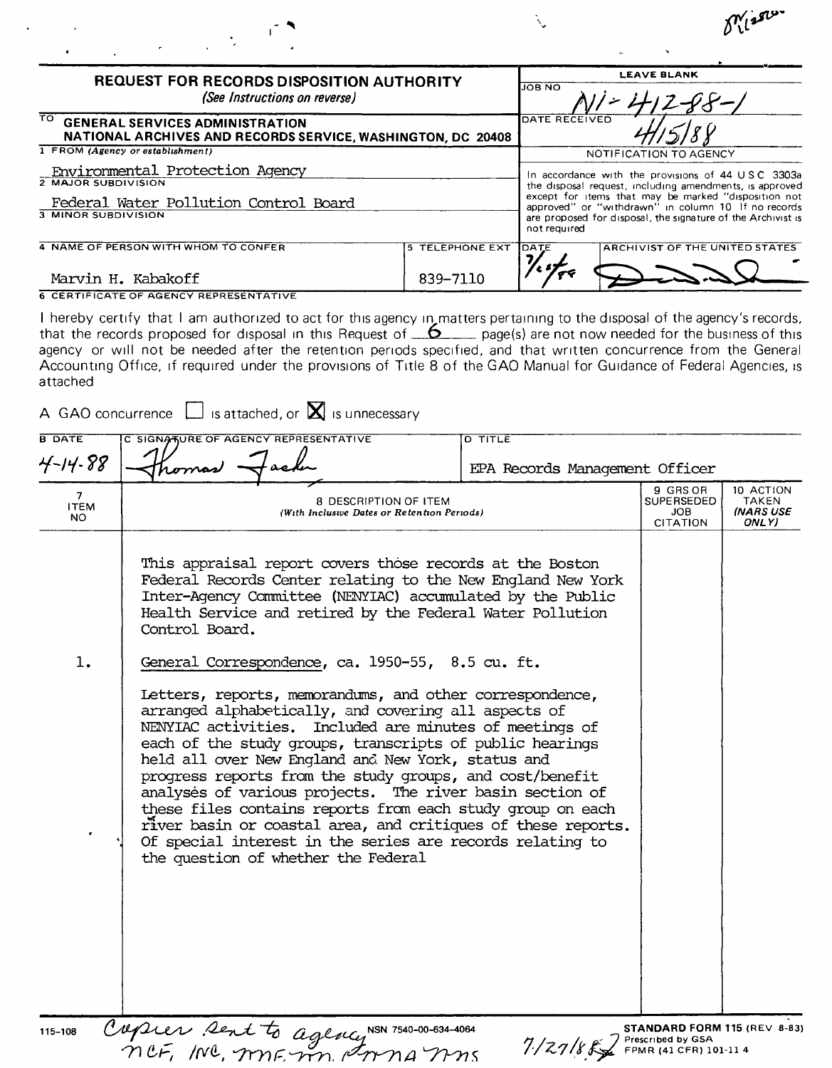# REQUEST FOR RECORDS DISPOSITION AUTHORITY

*(See Instructions on reverse)*

| LEAVE BLANK | |
|---|---|
| JOB NO | N1-412-88-1 |
| DATE RECEIVED | 4/15/88 |

TO **GENERAL SERVICES ADMINISTRATION**
**NATIONAL ARCHIVES AND RECORDS SERVICE, WASHINGTON, DC 20408**

1 FROM *(Agency or establishment)*
Environmental Protection Agency

2 MAJOR SUBDIVISION
Federal Water Pollution Control Board

3 MINOR SUBDIVISION

4 NAME OF PERSON WITH WHOM TO CONFER
Marvin H. Kabakoff

5 TELEPHONE EXT
839-7110

NOTIFICATION TO AGENCY

In accordance with the provisions of 44 U S C 3303a the disposal request, including amendments, is approved except for items that may be marked "disposition not approved" or "withdrawn" in column 10 If no records are proposed for disposal, the signature of the Archivist is not required

DATE: 7/26/88 ARCHIVIST OF THE UNITED STATES: [signature]

6 CERTIFICATE OF AGENCY REPRESENTATIVE

I hereby certify that I am authorized to act for this agency in matters pertaining to the disposal of the agency's records, that the records proposed for disposal in this Request of 6 page(s) are not now needed for the business of this agency or will not be needed after the retention periods specified, and that written concurrence from the General Accounting Office, if required under the provisions of Title 8 of the GAO Manual for Guidance of Federal Agencies, is attached

A GAO concurrence ☐ is attached, or ☒ is unnecessary

| B DATE | C SIGNATURE OF AGENCY REPRESENTATIVE | D TITLE |
|---|---|---|
| 4-14-88 | Thomas Fackler | EPA Records Management Officer |

| 7 ITEM NO | 8 DESCRIPTION OF ITEM *(With Inclusive Dates or Retention Periods)* | 9 GRS OR SUPERSEDED JOB CITATION | 10 ACTION TAKEN *(NARS USE ONLY)* |
|---|---|---|---|
| | This appraisal report covers those records at the Boston Federal Records Center relating to the New England New York Inter-Agency Committee (NENYIAC) accumulated by the Public Health Service and retired by the Federal Water Pollution Control Board. | | |
| 1. | General Correspondence, ca. 1950-55, 8.5 cu. ft. | | |
| | Letters, reports, memorandums, and other correspondence, arranged alphabetically, and covering all aspects of NENYIAC activities. Included are minutes of meetings of each of the study groups, transcripts of public hearings held all over New England and New York, status and progress reports from the study groups, and cost/benefit analyses of various projects. The river basin section of these files contains reports from each study group on each river basin or coastal area, and critiques of these reports. Of special interest in the series are records relating to the question of whether the Federal | | |

115-108 Copies sent to agency NCF, NC, NNF, NN, NNA NNS 7/27/88

NSN 7540-00-634-4064

**STANDARD FORM 115 (REV 8-83)**
Prescribed by GSA
FPMR (41 CFR) 101-11 4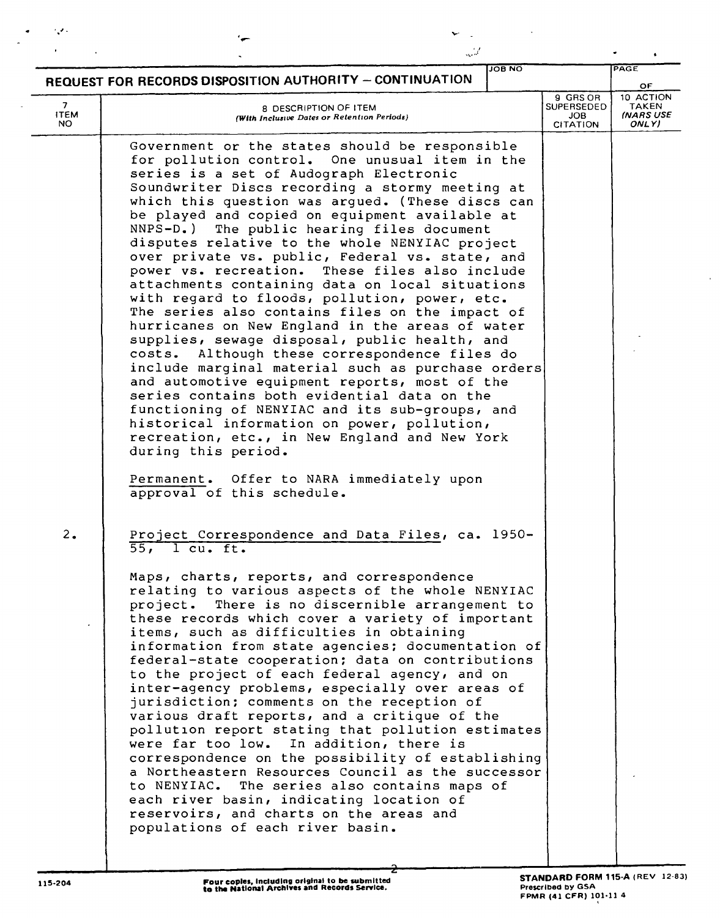## REQUEST FOR RECORDS DISPOSITION AUTHORITY – CONTINUATION

| 7 ITEM NO | 8 DESCRIPTION OF ITEM (With Inclusive Dates or Retention Periods) | 9 GRS OR SUPERSEDED JOB CITATION | 10 ACTION TAKEN (NARS USE ONLY) |
|---|---|---|---|
| | Government or the states should be responsible for pollution control. One unusual item in the series is a set of Audograph Electronic Soundwriter Discs recording a stormy meeting at which this question was argued. (These discs can be played and copied on equipment available at NNPS-D.) The public hearing files document disputes relative to the whole NENYIAC project over private vs. public, Federal vs. state, and power vs. recreation. These files also include attachments containing data on local situations with regard to floods, pollution, power, etc. The series also contains files on the impact of hurricanes on New England in the areas of water supplies, sewage disposal, public health, and costs. Although these correspondence files do include marginal material such as purchase orders and automotive equipment reports, most of the series contains both evidential data on the functioning of NENYIAC and its sub-groups, and historical information on power, pollution, recreation, etc., in New England and New York during this period. | | |
| | <u>Permanent</u>. Offer to NARA immediately upon approval of this schedule. | | |
| 2. | <u>Project Correspondence and Data Files, ca. 1950-55, 1 cu. ft.</u> | | |
| | Maps, charts, reports, and correspondence relating to various aspects of the whole NENYIAC project. There is no discernible arrangement to these records which cover a variety of important items, such as difficulties in obtaining information from state agencies; documentation of federal-state cooperation; data on contributions to the project of each federal agency, and on inter-agency problems, especially over areas of jurisdiction; comments on the reception of various draft reports, and a critique of the pollution report stating that pollution estimates were far too low. In addition, there is correspondence on the possibility of establishing a Northeastern Resources Council as the successor to NENYIAC. The series also contains maps of each river basin, indicating location of reservoirs, and charts on the areas and populations of each river basin. | | |

115-204

Four copies, including original to be submitted to the National Archives and Records Service.

STANDARD FORM 115-A (REV 12-83) Prescribed by GSA FPMR (41 CFR) 101-11 4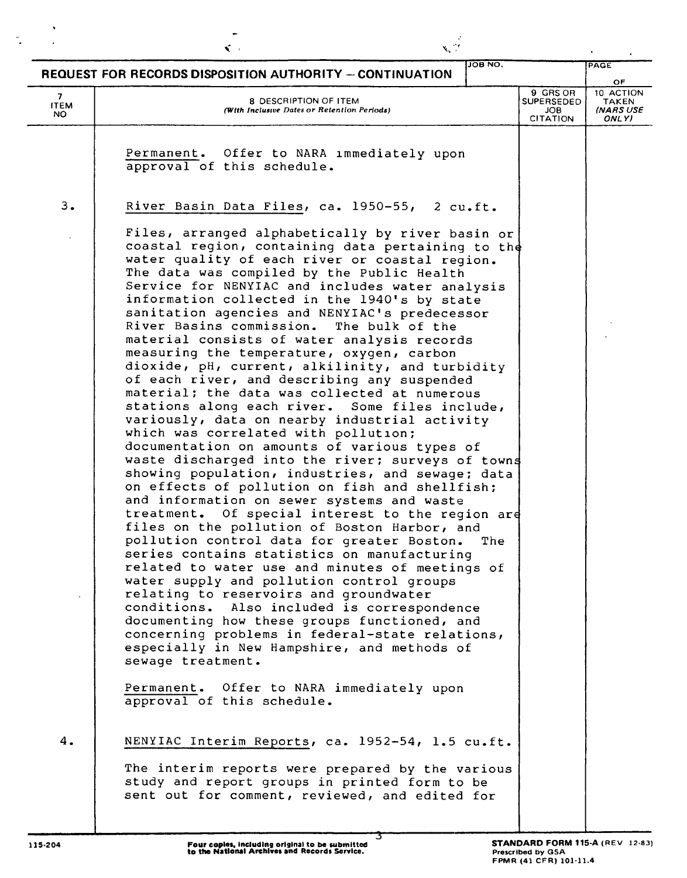**REQUEST FOR RECORDS DISPOSITION AUTHORITY – CONTINUATION**

| 7 ITEM NO | 8 DESCRIPTION OF ITEM (With Inclusive Dates or Retention Periods) | 9 GRS OR SUPERSEDED JOB CITATION | 10 ACTION TAKEN (NARS USE ONLY) |
|---|---|---|---|

<u>Permanent</u>. Offer to NARA immediately upon approval of this schedule.

3. <u>River Basin Data Files</u>, ca. 1950-55, 2 cu.ft.

Files, arranged alphabetically by river basin or coastal region, containing data pertaining to the water quality of each river or coastal region. The data was compiled by the Public Health Service for NENYIAC and includes water analysis information collected in the 1940's by state sanitation agencies and NENYIAC's predecessor River Basins commission. The bulk of the material consists of water analysis records measuring the temperature, oxygen, carbon dioxide, pH, current, alkilinity, and turbidity of each river, and describing any suspended material; the data was collected at numerous stations along each river. Some files include, variously, data on nearby industrial activity which was correlated with pollution; documentation on amounts of various types of waste discharged into the river; surveys of towns showing population, industries, and sewage; data on effects of pollution on fish and shellfish; and information on sewer systems and waste treatment. Of special interest to the region are files on the pollution of Boston Harbor, and pollution control data for greater Boston. The series contains statistics on manufacturing related to water use and minutes of meetings of water supply and pollution control groups relating to reservoirs and groundwater conditions. Also included is correspondence documenting how these groups functioned, and concerning problems in federal-state relations, especially in New Hampshire, and methods of sewage treatment.

<u>Permanent</u>. Offer to NARA immediately upon approval of this schedule.

4. <u>NENYIAC Interim Reports</u>, ca. 1952-54, 1.5 cu.ft.

The interim reports were prepared by the various study and report groups in printed form to be sent out for comment, reviewed, and edited for

115-204 Four copies, including original to be submitted to the National Archives and Records Service. STANDARD FORM 115-A (REV 12-83) Prescribed by GSA FPMR (41 CFR) 101-11.4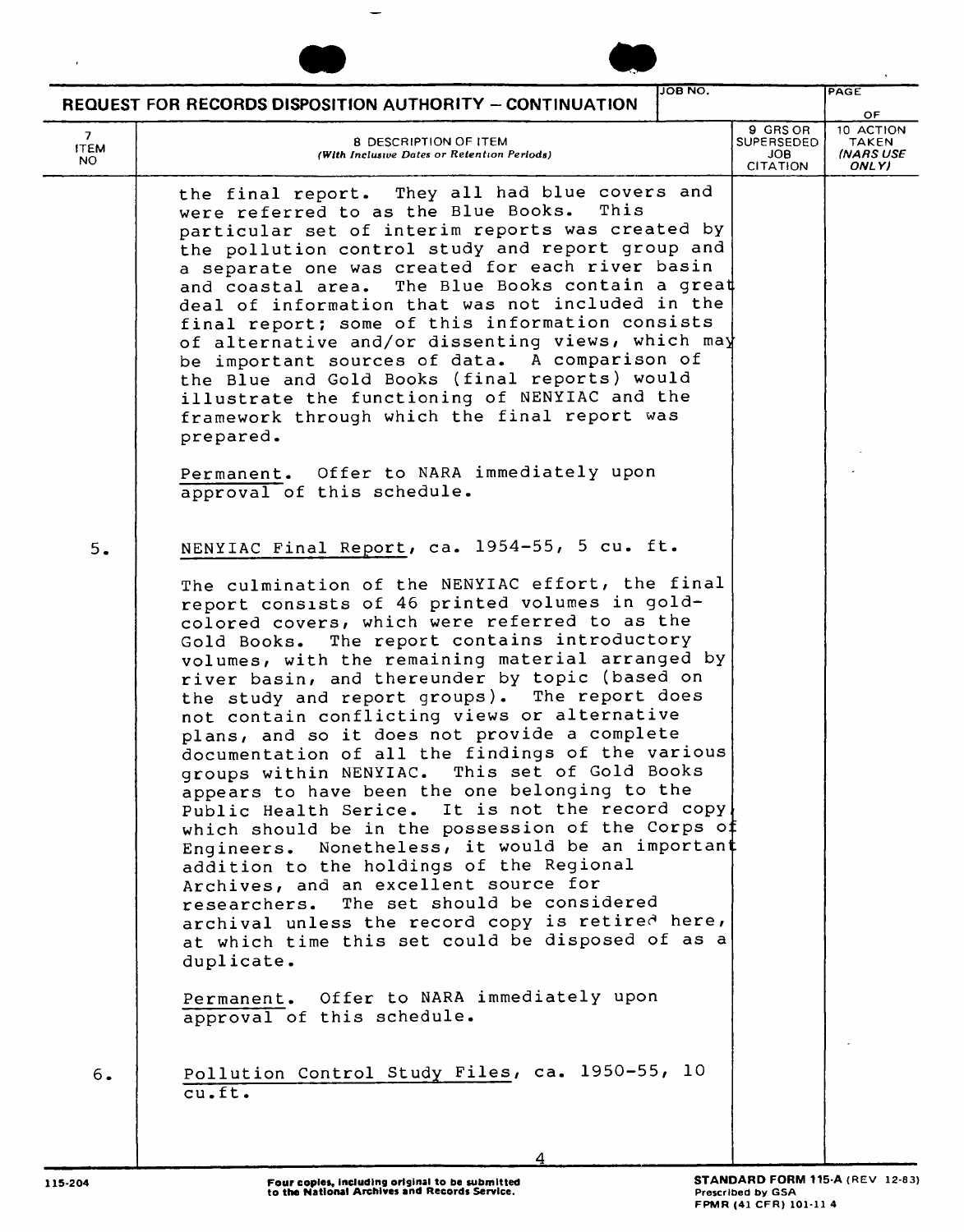REQUEST FOR RECORDS DISPOSITION AUTHORITY – CONTINUATION

| 7 ITEM NO | 8 DESCRIPTION OF ITEM (With Inclusive Dates or Retention Periods) | 9 GRS OR SUPERSEDED JOB CITATION | 10 ACTION TAKEN (NARS USE ONLY) |
|---|---|---|---|
| | the final report. They all had blue covers and were referred to as the Blue Books. This particular set of interim reports was created by the pollution control study and report group and a separate one was created for each river basin and coastal area. The Blue Books contain a great deal of information that was not included in the final report; some of this information consists of alternative and/or dissenting views, which may be important sources of data. A comparison of the Blue and Gold Books (final reports) would illustrate the functioning of NENYIAC and the framework through which the final report was prepared. | | |
| | Permanent. Offer to NARA immediately upon approval of this schedule. | | |
| 5. | NENYIAC Final Report, ca. 1954-55, 5 cu. ft. | | |
| | The culmination of the NENYIAC effort, the final report consists of 46 printed volumes in gold-colored covers, which were referred to as the Gold Books. The report contains introductory volumes, with the remaining material arranged by river basin, and thereunder by topic (based on the study and report groups). The report does not contain conflicting views or alternative plans, and so it does not provide a complete documentation of all the findings of the various groups within NENYIAC. This set of Gold Books appears to have been the one belonging to the Public Health Serice. It is not the record copy which should be in the possession of the Corps of Engineers. Nonetheless, it would be an important addition to the holdings of the Regional Archives, and an excellent source for researchers. The set should be considered archival unless the record copy is retired here, at which time this set could be disposed of as a duplicate. | | |
| | Permanent. Offer to NARA immediately upon approval of this schedule. | | |
| 6. | Pollution Control Study Files, ca. 1950-55, 10 cu.ft. | | |

115-204 — Four copies, including original to be submitted to the National Archives and Records Service. — STANDARD FORM 115-A (REV 12-83) Prescribed by GSA FPMR (41 CFR) 101-11 4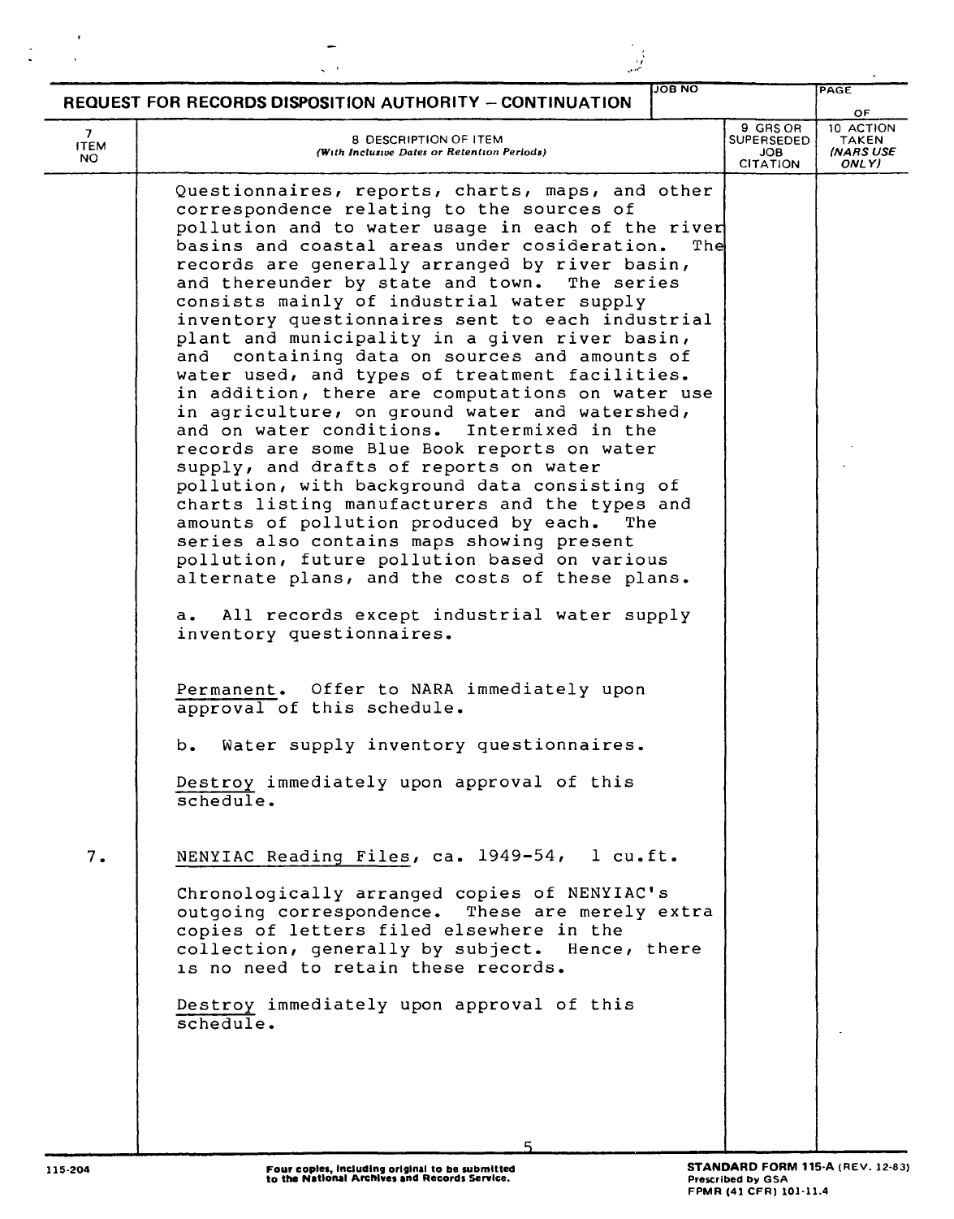**REQUEST FOR RECORDS DISPOSITION AUTHORITY – CONTINUATION**

| 7 ITEM NO | 8 DESCRIPTION OF ITEM (With Inclusive Dates or Retention Periods) | 9 GRS OR SUPERSEDED JOB CITATION | 10 ACTION TAKEN (NARS USE ONLY) |
|---|---|---|---|
| | Questionnaires, reports, charts, maps, and other correspondence relating to the sources of pollution and to water usage in each of the river basins and coastal areas under cosideration. The records are generally arranged by river basin, and thereunder by state and town. The series consists mainly of industrial water supply inventory questionnaires sent to each industrial plant and municipality in a given river basin, and containing data on sources and amounts of water used, and types of treatment facilities. in addition, there are computations on water use in agriculture, on ground water and watershed, and on water conditions. Intermixed in the records are some Blue Book reports on water supply, and drafts of reports on water pollution, with background data consisting of charts listing manufacturers and the types and amounts of pollution produced by each. The series also contains maps showing present pollution, future pollution based on various alternate plans, and the costs of these plans. | | |
| | a. All records except industrial water supply inventory questionnaires. | | |
| | Permanent. Offer to NARA immediately upon approval of this schedule. | | |
| | b. Water supply inventory questionnaires. | | |
| | Destroy immediately upon approval of this schedule. | | |
| 7. | NENYIAC Reading Files, ca. 1949-54, 1 cu.ft. | | |
| | Chronologically arranged copies of NENYIAC's outgoing correspondence. These are merely extra copies of letters filed elsewhere in the collection, generally by subject. Hence, there is no need to retain these records. | | |
| | Destroy immediately upon approval of this schedule. | | |

115-204 — Four copies, including original to be submitted to the National Archives and Records Service. — STANDARD FORM 115-A (REV. 12-83) Prescribed by GSA FPMR (41 CFR) 101-11.4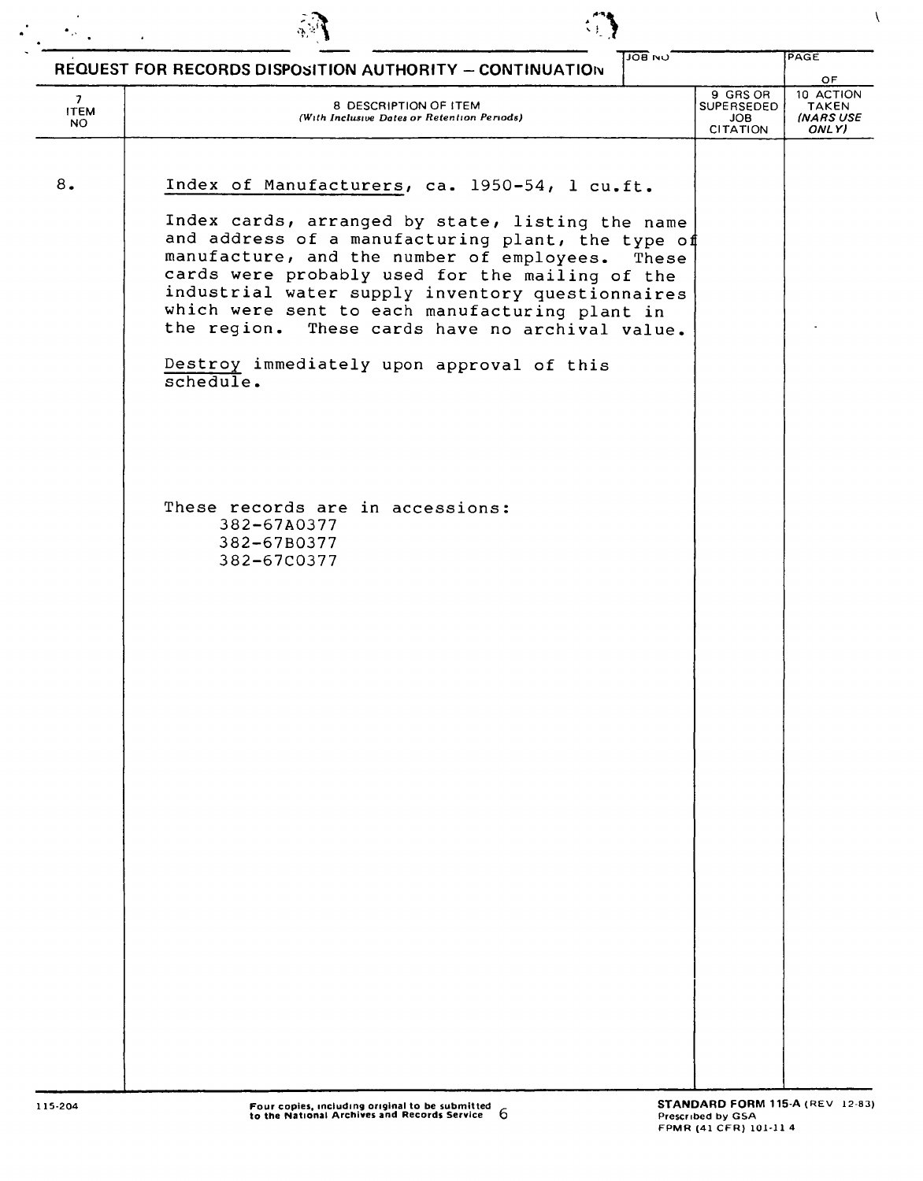## REQUEST FOR RECORDS DISPOSITION AUTHORITY — CONTINUATION

JOB NO

PAGE OF

| 7 ITEM NO | 8 DESCRIPTION OF ITEM (With Inclusive Dates or Retention Periods) | 9 GRS OR SUPERSEDED JOB CITATION | 10 ACTION TAKEN (NARS USE ONLY) |
|---|---|---|---|
| 8. | Index of Manufacturers, ca. 1950-54, 1 cu.ft.<br><br>Index cards, arranged by state, listing the name and address of a manufacturing plant, the type of manufacture, and the number of employees. These cards were probably used for the mailing of the industrial water supply inventory questionnaires which were sent to each manufacturing plant in the region. These cards have no archival value.<br><br>Destroy immediately upon approval of this schedule.<br><br>These records are in accessions:<br>382-67A0377<br>382-67B0377<br>382-67C0377 | | |

115-204

Four copies, including original to be submitted to the National Archives and Records Service

STANDARD FORM 115-A (REV 12-83)
Prescribed by GSA
FPMR (41 CFR) 101-11 4